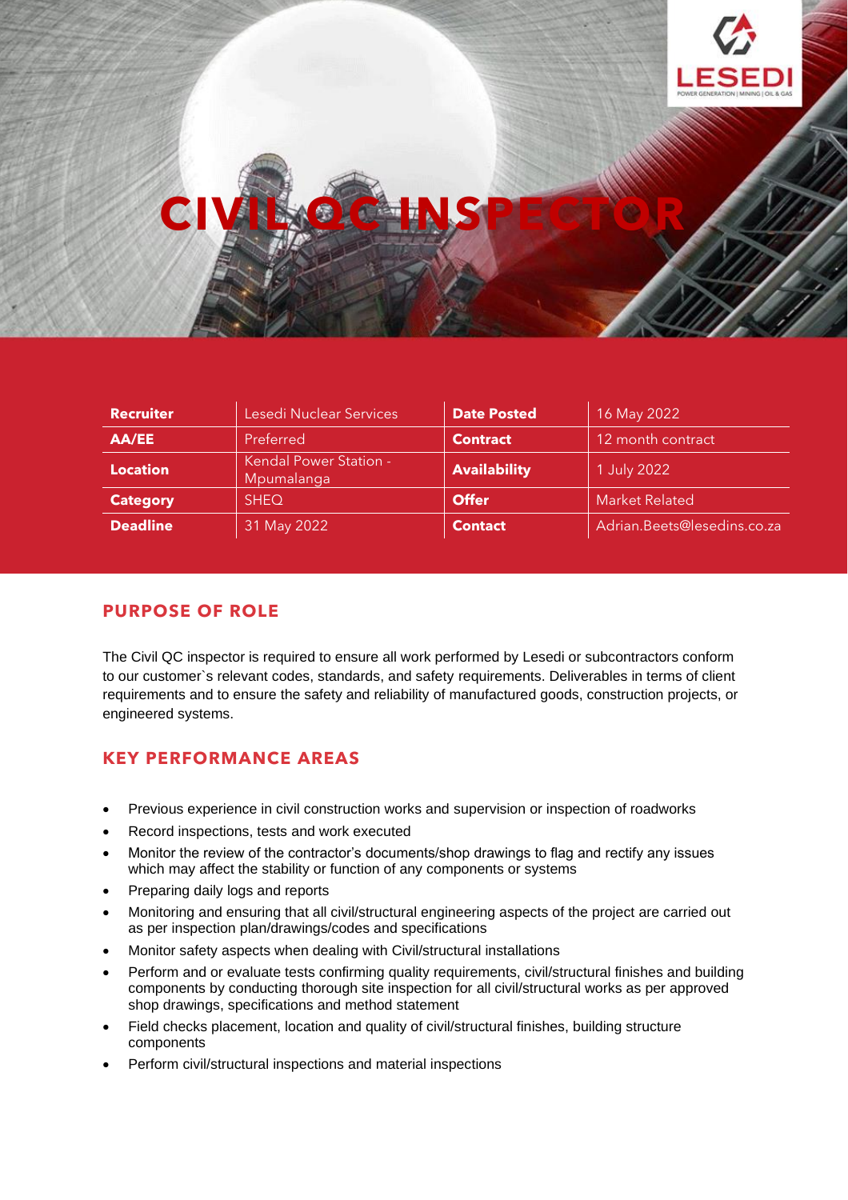# CIVIL QC INSPECTOR

| Recruiter | Lesedi Nuclear Services | Date Posted | 16 May 2022 |
| --- | --- | --- | --- |
| AA/EE | Preferred | Contract | 12 month contract |
| Location | Kendal Power Station - Mpumalanga | Availability | 1 July 2022 |
| Category | SHEQ | Offer | Market Related |
| Deadline | 31 May 2022 | Contact | Adrian.Beets@lesedins.co.za |

## PURPOSE OF ROLE

The Civil QC inspector is required to ensure all work performed by Lesedi or subcontractors conform to our customer`s relevant codes, standards, and safety requirements. Deliverables in terms of client requirements and to ensure the safety and reliability of manufactured goods, construction projects, or engineered systems.

## KEY PERFORMANCE AREAS

- Previous experience in civil construction works and supervision or inspection of roadworks
- Record inspections, tests and work executed
- Monitor the review of the contractor's documents/shop drawings to flag and rectify any issues which may affect the stability or function of any components or systems
- Preparing daily logs and reports
- Monitoring and ensuring that all civil/structural engineering aspects of the project are carried out as per inspection plan/drawings/codes and specifications
- Monitor safety aspects when dealing with Civil/structural installations
- Perform and or evaluate tests confirming quality requirements, civil/structural finishes and building components by conducting thorough site inspection for all civil/structural works as per approved shop drawings, specifications and method statement
- Field checks placement, location and quality of civil/structural finishes, building structure components
- Perform civil/structural inspections and material inspections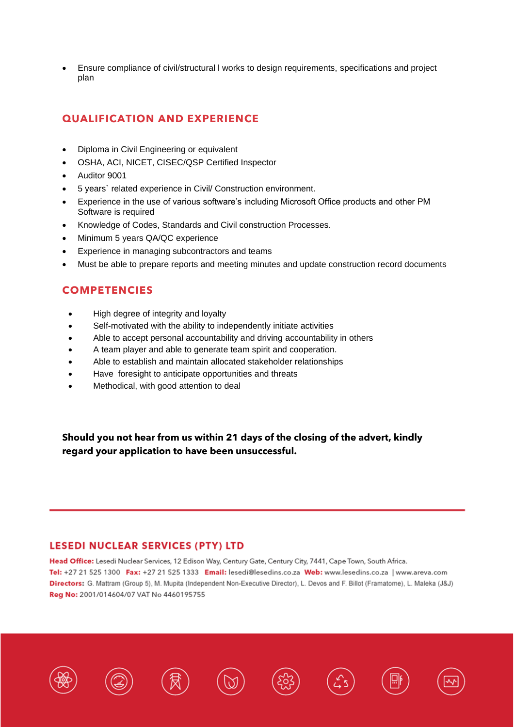- Ensure compliance of civil/structural l works to design requirements, specifications and project plan

## QUALIFICATION AND EXPERIENCE

- Diploma in Civil Engineering or equivalent
- OSHA, ACI, NICET, CISEC/QSP Certified Inspector
- Auditor 9001
- 5 years` related experience in Civil/ Construction environment.
- Experience in the use of various software's including Microsoft Office products and other PM Software is required
- Knowledge of Codes, Standards and Civil construction Processes.
- Minimum 5 years QA/QC experience
- Experience in managing subcontractors and teams
- Must be able to prepare reports and meeting minutes and update construction record documents

## COMPETENCIES

- High degree of integrity and loyalty
- Self-motivated with the ability to independently initiate activities
- Able to accept personal accountability and driving accountability in others
- A team player and able to generate team spirit and cooperation.
- Able to establish and maintain allocated stakeholder relationships
- Have foresight to anticipate opportunities and threats
- Methodical, with good attention to deal

**Should you not hear from us within 21 days of the closing of the advert, kindly regard your application to have been unsuccessful.**

**LESEDI NUCLEAR SERVICES (PTY) LTD**

**Head Office:** Lesedi Nuclear Services, 12 Edison Way, Century Gate, Century City, 7441, Cape Town, South Africa.
**Tel:** +27 21 525 1300 **Fax:** +27 21 525 1333 **Email:** lesedi@lesedins.co.za **Web:** www.lesedins.co.za | www.areva.com
**Directors:** G. Mattram (Group 5), M. Mupita (Independent Non-Executive Director), L. Devos and F. Billot (Framatome), L. Maleka (J&J)
**Reg No:** 2001/014604/07 VAT No 4460195755